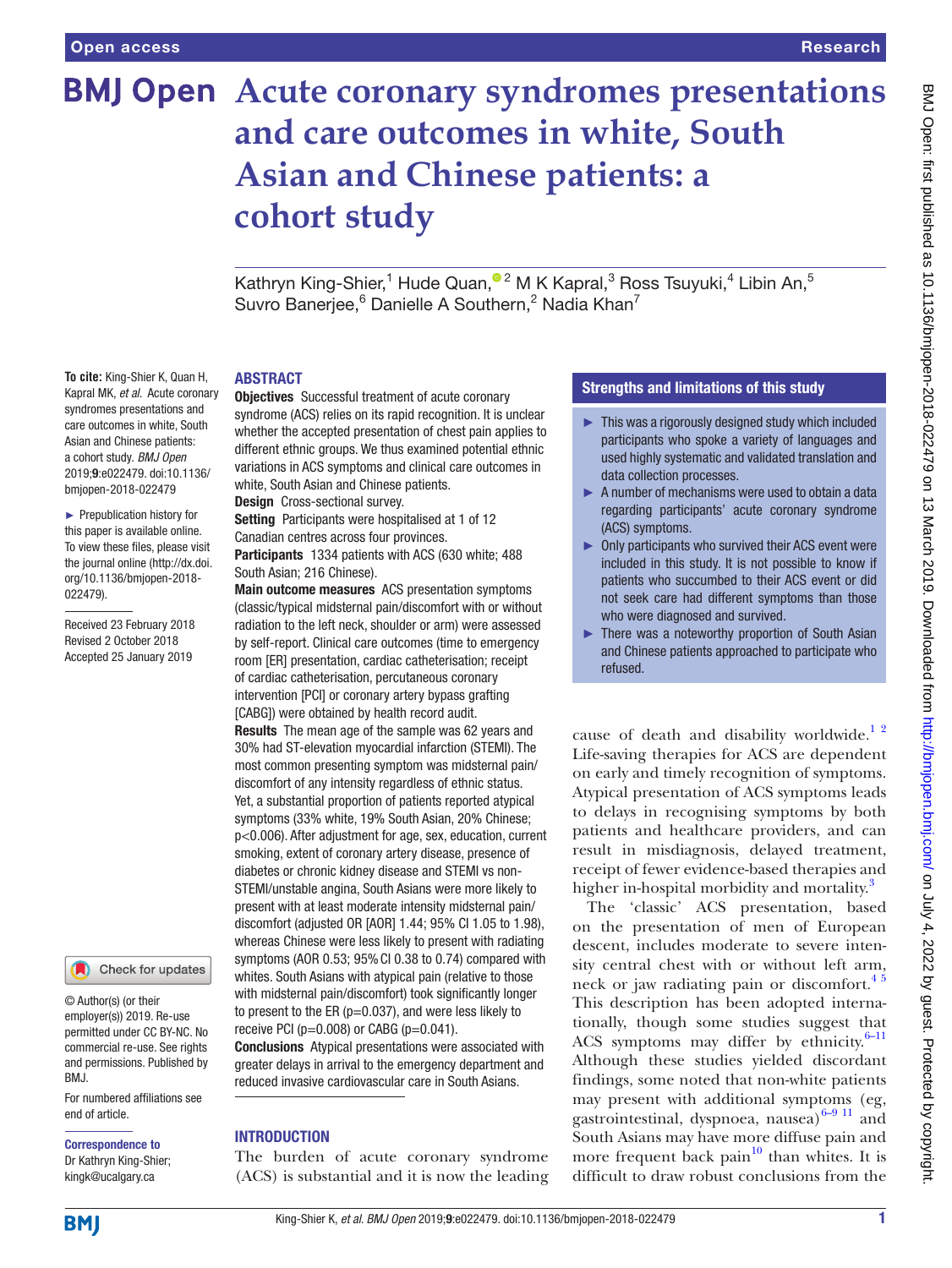Open access

Research

# Acute coronary syndromes presentations and care outcomes in white, South Asian and Chinese patients: a cohort study

Kathryn King-Shier,[1] Hude Quan,[2] M K Kapral,[3] Ross Tsuyuki,[4] Libin An,[5] Suvro Banerjee,[6] Danielle A Southern,[2] Nadia Khan[7]

**To cite:** King-Shier K, Quan H, Kapral MK, *et al*. Acute coronary syndromes presentations and care outcomes in white, South Asian and Chinese patients: a cohort study. *BMJ Open* 2019;**9**:e022479. doi:10.1136/bmjopen-2018-022479

► Prepublication history for this paper is available online. To view these files, please visit the journal online (http://dx.doi.org/10.1136/bmjopen-2018-022479).

Received 23 February 2018
Revised 2 October 2018
Accepted 25 January 2019

© Author(s) (or their employer(s)) 2019. Re-use permitted under CC BY-NC. No commercial re-use. See rights and permissions. Published by BMJ.

For numbered affiliations see end of article.

**Correspondence to**
Dr Kathryn King-Shier; kingk@ucalgary.ca

## ABSTRACT

**Objectives** Successful treatment of acute coronary syndrome (ACS) relies on its rapid recognition. It is unclear whether the accepted presentation of chest pain applies to different ethnic groups. We thus examined potential ethnic variations in ACS symptoms and clinical care outcomes in white, South Asian and Chinese patients.

**Design** Cross-sectional survey.

**Setting** Participants were hospitalised at 1 of 12 Canadian centres across four provinces.

**Participants** 1334 patients with ACS (630 white; 488 South Asian; 216 Chinese).

**Main outcome measures** ACS presentation symptoms (classic/typical midsternal pain/discomfort with or without radiation to the left neck, shoulder or arm) were assessed by self-report. Clinical care outcomes (time to emergency room [ER] presentation, cardiac catheterisation; receipt of cardiac catheterisation, percutaneous coronary intervention [PCI] or coronary artery bypass grafting [CABG]) were obtained by health record audit.

**Results** The mean age of the sample was 62 years and 30% had ST-elevation myocardial infarction (STEMI). The most common presenting symptom was midsternal pain/discomfort of any intensity regardless of ethnic status. Yet, a substantial proportion of patients reported atypical symptoms (33% white, 19% South Asian, 20% Chinese; p<0.006). After adjustment for age, sex, education, current smoking, extent of coronary artery disease, presence of diabetes or chronic kidney disease and STEMI vs non-STEMI/unstable angina, South Asians were more likely to present with at least moderate intensity midsternal pain/discomfort (adjusted OR [AOR] 1.44; 95% CI 1.05 to 1.98), whereas Chinese were less likely to present with radiating symptoms (AOR 0.53; 95% CI 0.38 to 0.74) compared with whites. South Asians with atypical pain (relative to those with midsternal pain/discomfort) took significantly longer to present to the ER (p=0.037), and were less likely to receive PCI (p=0.008) or CABG (p=0.041).

**Conclusions** Atypical presentations were associated with greater delays in arrival to the emergency department and reduced invasive cardiovascular care in South Asians.

## Strengths and limitations of this study

- ► This was a rigorously designed study which included participants who spoke a variety of languages and used highly systematic and validated translation and data collection processes.
- ► A number of mechanisms were used to obtain a data regarding participants' acute coronary syndrome (ACS) symptoms.
- ► Only participants who survived their ACS event were included in this study. It is not possible to know if patients who succumbed to their ACS event or did not seek care had different symptoms than those who were diagnosed and survived.
- ► There was a noteworthy proportion of South Asian and Chinese patients approached to participate who refused.

## INTRODUCTION

The burden of acute coronary syndrome (ACS) is substantial and it is now the leading cause of death and disability worldwide.[1 2] Life-saving therapies for ACS are dependent on early and timely recognition of symptoms. Atypical presentation of ACS symptoms leads to delays in recognising symptoms by both patients and healthcare providers, and can result in misdiagnosis, delayed treatment, receipt of fewer evidence-based therapies and higher in-hospital morbidity and mortality.[3]

The 'classic' ACS presentation, based on the presentation of men of European descent, includes moderate to severe intensity central chest with or without left arm, neck or jaw radiating pain or discomfort.[4 5] This description has been adopted internationally, though some studies suggest that ACS symptoms may differ by ethnicity.[6–11] Although these studies yielded discordant findings, some noted that non-white patients may present with additional symptoms (eg, gastrointestinal, dyspnoea, nausea)[6–9 11] and South Asians may have more diffuse pain and more frequent back pain[10] than whites. It is difficult to draw robust conclusions from the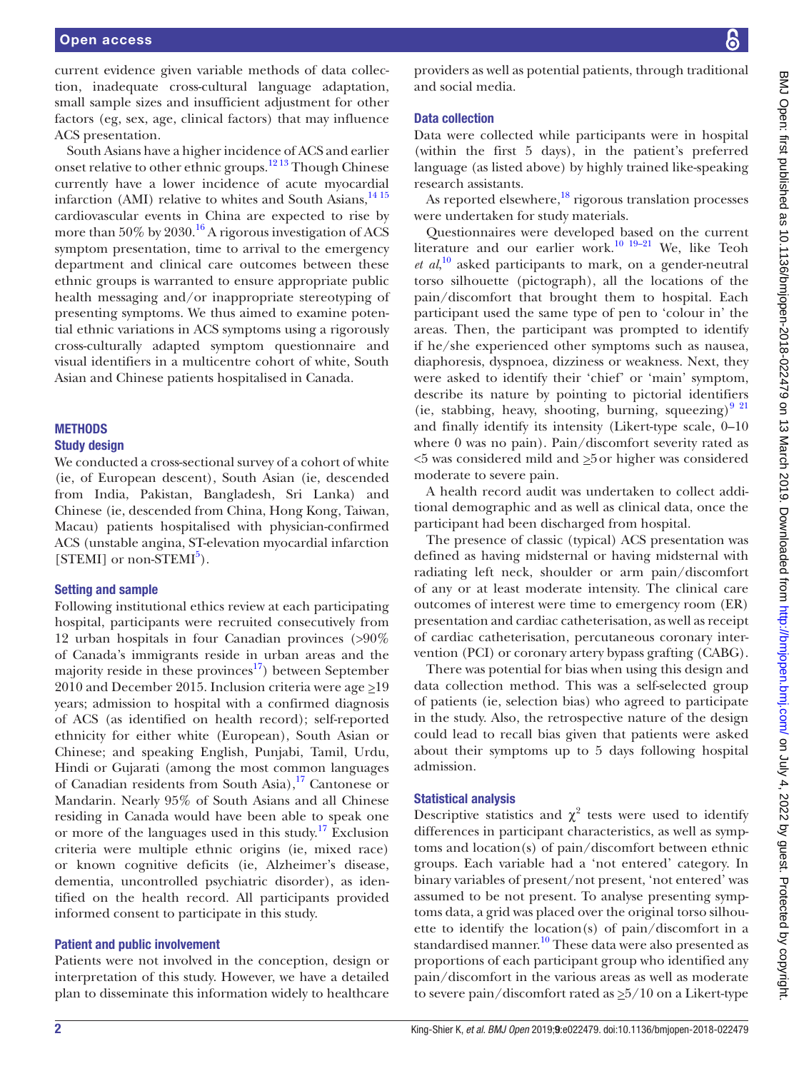current evidence given variable methods of data collection, inadequate cross-cultural language adaptation, small sample sizes and insufficient adjustment for other factors (eg, sex, age, clinical factors) that may influence ACS presentation.

South Asians have a higher incidence of ACS and earlier onset relative to other ethnic groups.[12 13] Though Chinese currently have a lower incidence of acute myocardial infarction (AMI) relative to whites and South Asians,[14 15] cardiovascular events in China are expected to rise by more than 50% by 2030.[16] A rigorous investigation of ACS symptom presentation, time to arrival to the emergency department and clinical care outcomes between these ethnic groups is warranted to ensure appropriate public health messaging and/or inappropriate stereotyping of presenting symptoms. We thus aimed to examine potential ethnic variations in ACS symptoms using a rigorously cross-culturally adapted symptom questionnaire and visual identifiers in a multicentre cohort of white, South Asian and Chinese patients hospitalised in Canada.

## METHODS

### Study design

We conducted a cross-sectional survey of a cohort of white (ie, of European descent), South Asian (ie, descended from India, Pakistan, Bangladesh, Sri Lanka) and Chinese (ie, descended from China, Hong Kong, Taiwan, Macau) patients hospitalised with physician-confirmed ACS (unstable angina, ST-elevation myocardial infarction [STEMI] or non-STEMI[5]).

### Setting and sample

Following institutional ethics review at each participating hospital, participants were recruited consecutively from 12 urban hospitals in four Canadian provinces (>90% of Canada's immigrants reside in urban areas and the majority reside in these provinces[17]) between September 2010 and December 2015. Inclusion criteria were age ≥19 years; admission to hospital with a confirmed diagnosis of ACS (as identified on health record); self-reported ethnicity for either white (European), South Asian or Chinese; and speaking English, Punjabi, Tamil, Urdu, Hindi or Gujarati (among the most common languages of Canadian residents from South Asia),[17] Cantonese or Mandarin. Nearly 95% of South Asians and all Chinese residing in Canada would have been able to speak one or more of the languages used in this study.[17] Exclusion criteria were multiple ethnic origins (ie, mixed race) or known cognitive deficits (ie, Alzheimer's disease, dementia, uncontrolled psychiatric disorder), as identified on the health record. All participants provided informed consent to participate in this study.

### Patient and public involvement

Patients were not involved in the conception, design or interpretation of this study. However, we have a detailed plan to disseminate this information widely to healthcare providers as well as potential patients, through traditional and social media.

### Data collection

Data were collected while participants were in hospital (within the first 5 days), in the patient's preferred language (as listed above) by highly trained like-speaking research assistants.

As reported elsewhere,[18] rigorous translation processes were undertaken for study materials.

Questionnaires were developed based on the current literature and our earlier work.[10 19–21] We, like Teoh *et al*,[10] asked participants to mark, on a gender-neutral torso silhouette (pictograph), all the locations of the pain/discomfort that brought them to hospital. Each participant used the same type of pen to 'colour in' the areas. Then, the participant was prompted to identify if he/she experienced other symptoms such as nausea, diaphoresis, dyspnoea, dizziness or weakness. Next, they were asked to identify their 'chief' or 'main' symptom, describe its nature by pointing to pictorial identifiers (ie, stabbing, heavy, shooting, burning, squeezing)[9 21] and finally identify its intensity (Likert-type scale, 0–10 where 0 was no pain). Pain/discomfort severity rated as <5 was considered mild and ≥5 or higher was considered moderate to severe pain.

A health record audit was undertaken to collect additional demographic and as well as clinical data, once the participant had been discharged from hospital.

The presence of classic (typical) ACS presentation was defined as having midsternal or having midsternal with radiating left neck, shoulder or arm pain/discomfort of any or at least moderate intensity. The clinical care outcomes of interest were time to emergency room (ER) presentation and cardiac catheterisation, as well as receipt of cardiac catheterisation, percutaneous coronary intervention (PCI) or coronary artery bypass grafting (CABG).

There was potential for bias when using this design and data collection method. This was a self-selected group of patients (ie, selection bias) who agreed to participate in the study. Also, the retrospective nature of the design could lead to recall bias given that patients were asked about their symptoms up to 5 days following hospital admission.

### Statistical analysis

Descriptive statistics and $\chi^2$ tests were used to identify differences in participant characteristics, as well as symptoms and location(s) of pain/discomfort between ethnic groups. Each variable had a 'not entered' category. In binary variables of present/not present, 'not entered' was assumed to be not present. To analyse presenting symptoms data, a grid was placed over the original torso silhouette to identify the location(s) of pain/discomfort in a standardised manner.[10] These data were also presented as proportions of each participant group who identified any pain/discomfort in the various areas as well as moderate to severe pain/discomfort rated as ≥5/10 on a Likert-type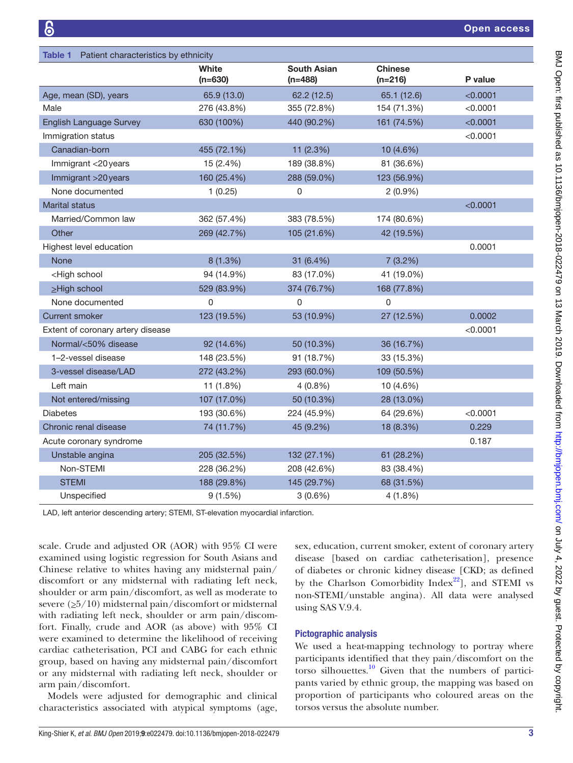**Table 1** Patient characteristics by ethnicity

| | White (n=630) | South Asian (n=488) | Chinese (n=216) | P value |
|---|---|---|---|---|
| Age, mean (SD), years | 65.9 (13.0) | 62.2 (12.5) | 65.1 (12.6) | <0.0001 |
| Male | 276 (43.8%) | 355 (72.8%) | 154 (71.3%) | <0.0001 |
| English Language Survey | 630 (100%) | 440 (90.2%) | 161 (74.5%) | <0.0001 |
| Immigration status | | | | <0.0001 |
| Canadian-born | 455 (72.1%) | 11 (2.3%) | 10 (4.6%) | |
| Immigrant <20 years | 15 (2.4%) | 189 (38.8%) | 81 (36.6%) | |
| Immigrant >20 years | 160 (25.4%) | 288 (59.0%) | 123 (56.9%) | |
| None documented | 1 (0.25) | 0 | 2 (0.9%) | |
| Marital status | | | | <0.0001 |
| Married/Common law | 362 (57.4%) | 383 (78.5%) | 174 (80.6%) | |
| Other | 269 (42.7%) | 105 (21.6%) | 42 (19.5%) | |
| Highest level education | | | | 0.0001 |
| None | 8 (1.3%) | 31 (6.4%) | 7 (3.2%) | |
| <High school | 94 (14.9%) | 83 (17.0%) | 41 (19.0%) | |
| ≥High school | 529 (83.9%) | 374 (76.7%) | 168 (77.8%) | |
| None documented | 0 | 0 | 0 | |
| Current smoker | 123 (19.5%) | 53 (10.9%) | 27 (12.5%) | 0.0002 |
| Extent of coronary artery disease | | | | <0.0001 |
| Normal/<50% disease | 92 (14.6%) | 50 (10.3%) | 36 (16.7%) | |
| 1–2-vessel disease | 148 (23.5%) | 91 (18.7%) | 33 (15.3%) | |
| 3-vessel disease/LAD | 272 (43.2%) | 293 (60.0%) | 109 (50.5%) | |
| Left main | 11 (1.8%) | 4 (0.8%) | 10 (4.6%) | |
| Not entered/missing | 107 (17.0%) | 50 (10.3%) | 28 (13.0%) | |
| Diabetes | 193 (30.6%) | 224 (45.9%) | 64 (29.6%) | <0.0001 |
| Chronic renal disease | 74 (11.7%) | 45 (9.2%) | 18 (8.3%) | 0.229 |
| Acute coronary syndrome | | | | 0.187 |
| Unstable angina | 205 (32.5%) | 132 (27.1%) | 61 (28.2%) | |
| Non-STEMI | 228 (36.2%) | 208 (42.6%) | 83 (38.4%) | |
| STEMI | 188 (29.8%) | 145 (29.7%) | 68 (31.5%) | |
| Unspecified | 9 (1.5%) | 3 (0.6%) | 4 (1.8%) | |

LAD, left anterior descending artery; STEMI, ST-elevation myocardial infarction.

scale. Crude and adjusted OR (AOR) with 95% CI were examined using logistic regression for South Asians and Chinese relative to whites having any midsternal pain/discomfort or any midsternal with radiating left neck, shoulder or arm pain/discomfort, as well as moderate to severe (≥5/10) midsternal pain/discomfort or midsternal with radiating left neck, shoulder or arm pain/discomfort. Finally, crude and AOR (as above) with 95% CI were examined to determine the likelihood of receiving cardiac catheterisation, PCI and CABG for each ethnic group, based on having any midsternal pain/discomfort or any midsternal with radiating left neck, shoulder or arm pain/discomfort.

Models were adjusted for demographic and clinical characteristics associated with atypical symptoms (age, sex, education, current smoker, extent of coronary artery disease [based on cardiac catheterisation], presence of diabetes or chronic kidney disease [CKD; as defined by the Charlson Comorbidity Index[22]], and STEMI vs non-STEMI/unstable angina). All data were analysed using SAS V.9.4.

### Pictographic analysis

We used a heat-mapping technology to portray where participants identified that they pain/discomfort on the torso silhouettes.[10] Given that the numbers of participants varied by ethnic group, the mapping was based on proportion of participants who coloured areas on the torsos versus the absolute number.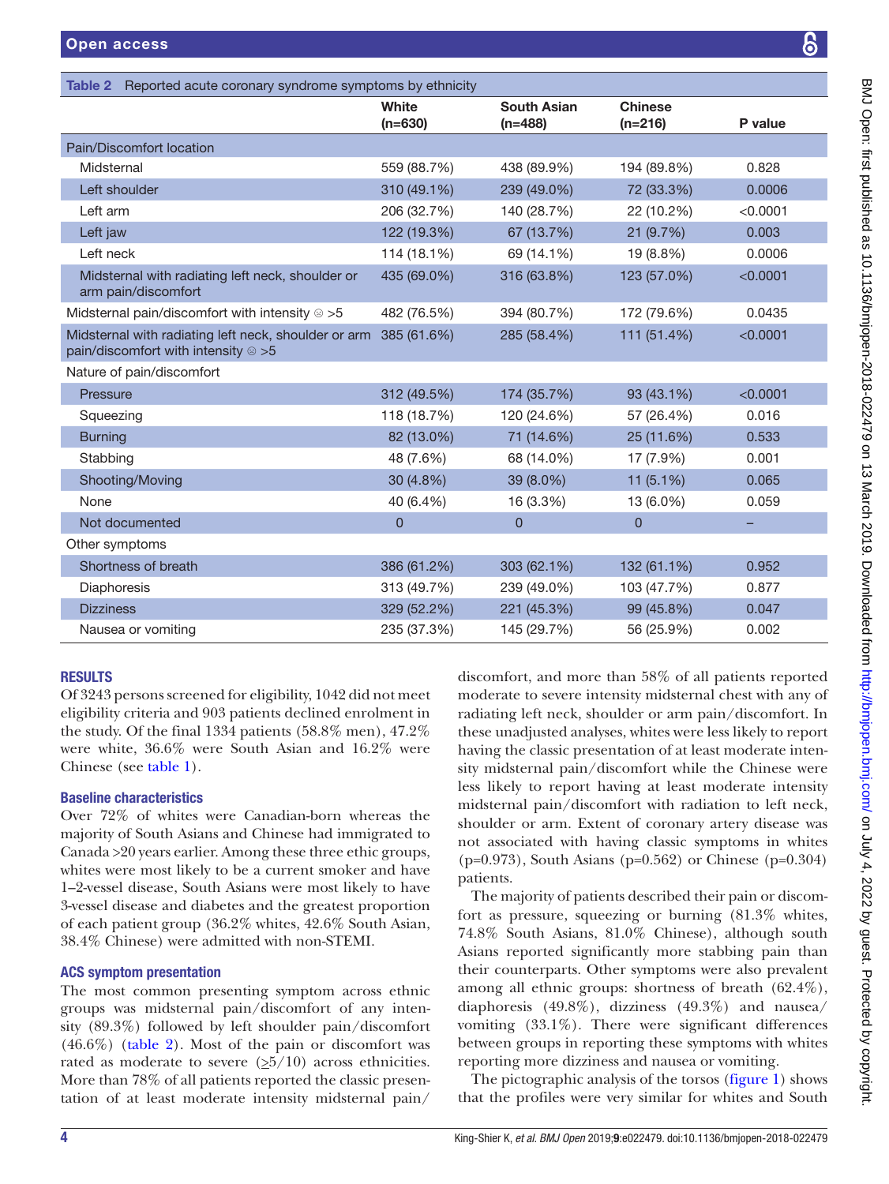**Table 2** Reported acute coronary syndrome symptoms by ethnicity

| | White (n=630) | South Asian (n=488) | Chinese (n=216) | P value |
|---|---|---|---|---|
| Pain/Discomfort location | | | | |
| Midsternal | 559 (88.7%) | 438 (89.9%) | 194 (89.8%) | 0.828 |
| Left shoulder | 310 (49.1%) | 239 (49.0%) | 72 (33.3%) | 0.0006 |
| Left arm | 206 (32.7%) | 140 (28.7%) | 22 (10.2%) | <0.0001 |
| Left jaw | 122 (19.3%) | 67 (13.7%) | 21 (9.7%) | 0.003 |
| Left neck | 114 (18.1%) | 69 (14.1%) | 19 (8.8%) | 0.0006 |
| Midsternal with radiating left neck, shoulder or arm pain/discomfort | 435 (69.0%) | 316 (63.8%) | 123 (57.0%) | <0.0001 |
| Midsternal pain/discomfort with intensity ☹ >5 | 482 (76.5%) | 394 (80.7%) | 172 (79.6%) | 0.0435 |
| Midsternal with radiating left neck, shoulder or arm pain/discomfort with intensity ☹ >5 | 385 (61.6%) | 285 (58.4%) | 111 (51.4%) | <0.0001 |
| Nature of pain/discomfort | | | | |
| Pressure | 312 (49.5%) | 174 (35.7%) | 93 (43.1%) | <0.0001 |
| Squeezing | 118 (18.7%) | 120 (24.6%) | 57 (26.4%) | 0.016 |
| Burning | 82 (13.0%) | 71 (14.6%) | 25 (11.6%) | 0.533 |
| Stabbing | 48 (7.6%) | 68 (14.0%) | 17 (7.9%) | 0.001 |
| Shooting/Moving | 30 (4.8%) | 39 (8.0%) | 11 (5.1%) | 0.065 |
| None | 40 (6.4%) | 16 (3.3%) | 13 (6.0%) | 0.059 |
| Not documented | 0 | 0 | 0 | – |
| Other symptoms | | | | |
| Shortness of breath | 386 (61.2%) | 303 (62.1%) | 132 (61.1%) | 0.952 |
| Diaphoresis | 313 (49.7%) | 239 (49.0%) | 103 (47.7%) | 0.877 |
| Dizziness | 329 (52.2%) | 221 (45.3%) | 99 (45.8%) | 0.047 |
| Nausea or vomiting | 235 (37.3%) | 145 (29.7%) | 56 (25.9%) | 0.002 |

## RESULTS

Of 3243 persons screened for eligibility, 1042 did not meet eligibility criteria and 903 patients declined enrolment in the study. Of the final 1334 patients (58.8% men), 47.2% were white, 36.6% were South Asian and 16.2% were Chinese (see table 1).

### Baseline characteristics

Over 72% of whites were Canadian-born whereas the majority of South Asians and Chinese had immigrated to Canada >20 years earlier. Among these three ethic groups, whites were most likely to be a current smoker and have 1–2-vessel disease, South Asians were most likely to have 3-vessel disease and diabetes and the greatest proportion of each patient group (36.2% whites, 42.6% South Asian, 38.4% Chinese) were admitted with non-STEMI.

### ACS symptom presentation

The most common presenting symptom across ethnic groups was midsternal pain/discomfort of any intensity (89.3%) followed by left shoulder pain/discomfort (46.6%) (table 2). Most of the pain or discomfort was rated as moderate to severe (≥5/10) across ethnicities. More than 78% of all patients reported the classic presentation of at least moderate intensity midsternal pain/discomfort, and more than 58% of all patients reported moderate to severe intensity midsternal chest with any of radiating left neck, shoulder or arm pain/discomfort. In these unadjusted analyses, whites were less likely to report having the classic presentation of at least moderate intensity midsternal pain/discomfort while the Chinese were less likely to report having at least moderate intensity midsternal pain/discomfort with radiation to left neck, shoulder or arm. Extent of coronary artery disease was not associated with having classic symptoms in whites (p=0.973), South Asians (p=0.562) or Chinese (p=0.304) patients.

The majority of patients described their pain or discomfort as pressure, squeezing or burning (81.3% whites, 74.8% South Asians, 81.0% Chinese), although south Asians reported significantly more stabbing pain than their counterparts. Other symptoms were also prevalent among all ethnic groups: shortness of breath (62.4%), diaphoresis (49.8%), dizziness (49.3%) and nausea/vomiting (33.1%). There were significant differences between groups in reporting these symptoms with whites reporting more dizziness and nausea or vomiting.

The pictographic analysis of the torsos (figure 1) shows that the profiles were very similar for whites and South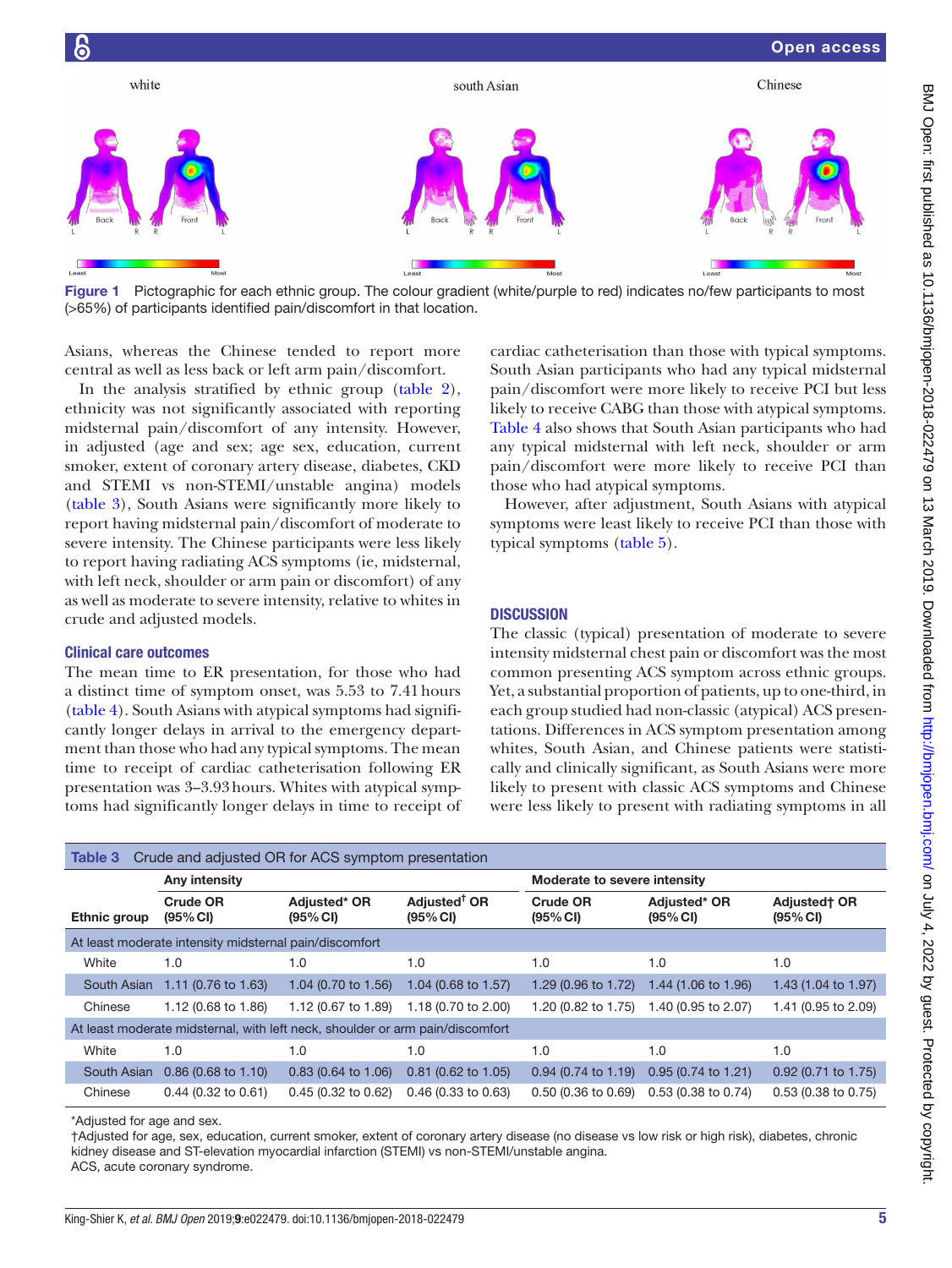Figure 1 Pictographic for each ethnic group. The colour gradient (white/purple to red) indicates no/few participants to most (>65%) of participants identified pain/discomfort in that location.

Asians, whereas the Chinese tended to report more central as well as less back or left arm pain/discomfort.

In the analysis stratified by ethnic group (table 2), ethnicity was not significantly associated with reporting midsternal pain/discomfort of any intensity. However, in adjusted (age and sex; age sex, education, current smoker, extent of coronary artery disease, diabetes, CKD and STEMI vs non-STEMI/unstable angina) models (table 3), South Asians were significantly more likely to report having midsternal pain/discomfort of moderate to severe intensity. The Chinese participants were less likely to report having radiating ACS symptoms (ie, midsternal, with left neck, shoulder or arm pain or discomfort) of any as well as moderate to severe intensity, relative to whites in crude and adjusted models.

### Clinical care outcomes

The mean time to ER presentation, for those who had a distinct time of symptom onset, was 5.53 to 7.41 hours (table 4). South Asians with atypical symptoms had significantly longer delays in arrival to the emergency department than those who had any typical symptoms. The mean time to receipt of cardiac catheterisation following ER presentation was 3–3.93 hours. Whites with atypical symptoms had significantly longer delays in time to receipt of cardiac catheterisation than those with typical symptoms. South Asian participants who had any typical midsternal pain/discomfort were more likely to receive PCI but less likely to receive CABG than those with atypical symptoms. Table 4 also shows that South Asian participants who had any typical midsternal with left neck, shoulder or arm pain/discomfort were more likely to receive PCI than those who had atypical symptoms.

However, after adjustment, South Asians with atypical symptoms were least likely to receive PCI than those with typical symptoms (table 5).

## DISCUSSION

The classic (typical) presentation of moderate to severe intensity midsternal chest pain or discomfort was the most common presenting ACS symptom across ethnic groups. Yet, a substantial proportion of patients, up to one-third, in each group studied had non-classic (atypical) ACS presentations. Differences in ACS symptom presentation among whites, South Asian, and Chinese patients were statistically and clinically significant, as South Asians were more likely to present with classic ACS symptoms and Chinese were less likely to present with radiating symptoms in all

**Table 3** Crude and adjusted OR for ACS symptom presentation

| | Any intensity | | | Moderate to severe intensity | | |
|---|---|---|---|---|---|---|
| Ethnic group | Crude OR (95% CI) | Adjusted* OR (95% CI) | Adjusted† OR (95% CI) | Crude OR (95% CI) | Adjusted* OR (95% CI) | Adjusted† OR (95% CI) |
| At least moderate intensity midsternal pain/discomfort | | | | | | |
| White | 1.0 | 1.0 | 1.0 | 1.0 | 1.0 | 1.0 |
| South Asian | 1.11 (0.76 to 1.63) | 1.04 (0.70 to 1.56) | 1.04 (0.68 to 1.57) | 1.29 (0.96 to 1.72) | 1.44 (1.06 to 1.96) | 1.43 (1.04 to 1.97) |
| Chinese | 1.12 (0.68 to 1.86) | 1.12 (0.67 to 1.89) | 1.18 (0.70 to 2.00) | 1.20 (0.82 to 1.75) | 1.40 (0.95 to 2.07) | 1.41 (0.95 to 2.09) |
| At least moderate midsternal, with left neck, shoulder or arm pain/discomfort | | | | | | |
| White | 1.0 | 1.0 | 1.0 | 1.0 | 1.0 | 1.0 |
| South Asian | 0.86 (0.68 to 1.10) | 0.83 (0.64 to 1.06) | 0.81 (0.62 to 1.05) | 0.94 (0.74 to 1.19) | 0.95 (0.74 to 1.21) | 0.92 (0.71 to 1.75) |
| Chinese | 0.44 (0.32 to 0.61) | 0.45 (0.32 to 0.62) | 0.46 (0.33 to 0.63) | 0.50 (0.36 to 0.69) | 0.53 (0.38 to 0.74) | 0.53 (0.38 to 0.75) |

*Adjusted for age and sex.
†Adjusted for age, sex, education, current smoker, extent of coronary artery disease (no disease vs low risk or high risk), diabetes, chronic kidney disease and ST-elevation myocardial infarction (STEMI) vs non-STEMI/unstable angina.
ACS, acute coronary syndrome.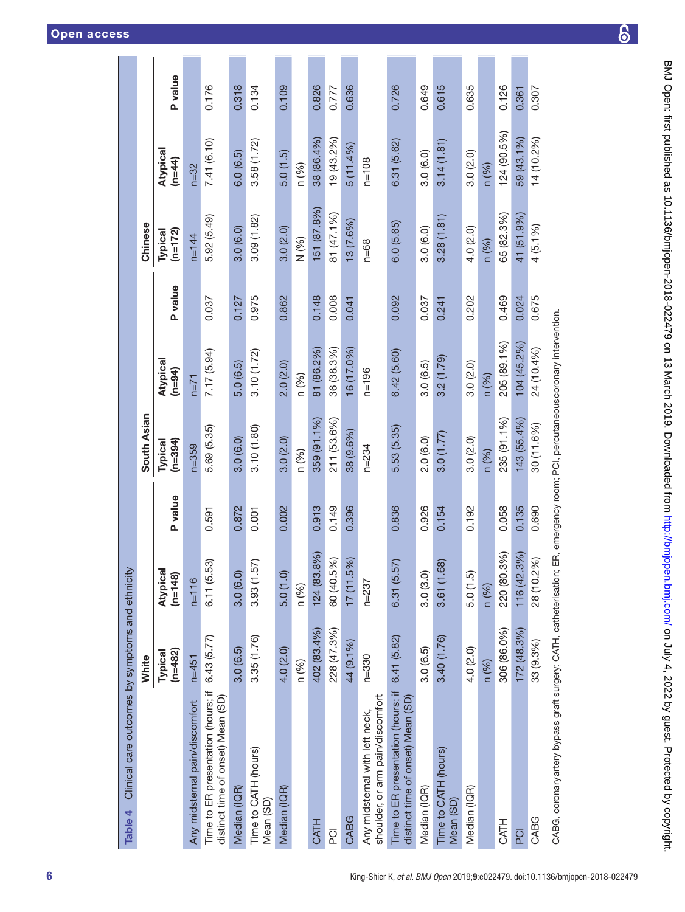**Table 4** Clinical care outcomes by symptoms and ethnicity

| | White | | | South Asian | | | Chinese | | |
|---|---|---|---|---|---|---|---|---|---|
| | Typical (n=482) | Atypical (n=148) | P value | Typical (n=394) | Atypical (n=94) | P value | Typical (n=172) | Atypical (n=44) | P value |
| Any midsternal pain/discomfort | n=451 | n=116 | | n=359 | n=71 | | n=144 | n=32 | |
| Time to ER presentation (hours; if distinct time of onset) Mean (SD) | 6.43 (5.77) | 6.11 (5.53) | 0.591 | 5.69 (5.35) | 7.17 (5.94) | 0.037 | 5.92 (5.49) | 7.41 (6.10) | 0.176 |
| Median (IQR) | 3.0 (6.5) | 3.0 (6.0) | 0.872 | 3.0 (6.0) | 5.0 (6.5) | 0.127 | 3.0 (6.0) | 6.0 (6.5) | 0.318 |
| Time to CATH (hours) Mean (SD) | 3.35 (1.76) | 3.93 (1.57) | 0.001 | 3.10 (1.80) | 3.10 (1.72) | 0.975 | 3.09 (1.82) | 3.58 (1.72) | 0.134 |
| Median (IQR) | 4.0 (2.0) | 5.0 (1.0) | 0.002 | 3.0 (2.0) | 2.0 (2.0) | 0.862 | 3.0 (2.0) | 5.0 (1.5) | 0.109 |
| | n (%) | n (%) | | n (%) | n (%) | | N (%) | n (%) | |
| CATH | 402 (83.4%) | 124 (83.8%) | 0.913 | 359 (91.1%) | 81 (86.2%) | 0.148 | 151 (87.8%) | 38 (86.4%) | 0.826 |
| PCI | 228 (47.3%) | 60 (40.5%) | 0.149 | 211 (53.6%) | 36 (38.3%) | 0.008 | 81 (47.1%) | 19 (43.2%) | 0.777 |
| CABG | 44 (9.1%) | 17 (11.5%) | 0.396 | 38 (9.6%) | 16 (17.0%) | 0.041 | 13 (7.6%) | 5 (11.4%) | 0.636 |
| Any midsternal with left neck, shoulder, or arm pain/discomfort | n=330 | n=237 | | n=234 | n=196 | | n=68 | n=108 | |
| Time to ER presentation (hours; if distinct time of onset) Mean (SD) | 6.41 (5.82) | 6.31 (5.57) | 0.836 | 5.53 (5.35) | 6.42 (5.60) | 0.092 | 6.0 (5.65) | 6.31 (5.62) | 0.726 |
| Median (IQR) | 3.0 (6.5) | 3.0 (3.0) | 0.926 | 2.0 (6.0) | 3.0 (6.5) | 0.037 | 3.0 (6.0) | 3.0 (6.0) | 0.649 |
| Time to CATH (hours) Mean (SD) | 3.40 (1.76) | 3.61 (1.68) | 0.154 | 3.0 (1.77) | 3.2 (1.79) | 0.241 | 3.28 (1.81) | 3.14 (1.81) | 0.615 |
| Median (IQR) | 4.0 (2.0) | 5.0 (1.5) | 0.192 | 3.0 (2.0) | 3.0 (2.0) | 0.202 | 4.0 (2.0) | 3.0 (2.0) | 0.635 |
| | n (%) | n (%) | | n (%) | n (%) | | n (%) | n (%) | |
| CATH | 306 (86.0%) | 220 (80.3%) | 0.058 | 235 (91.1%) | 205 (89.1%) | 0.469 | 65 (82.3%) | 124 (90.5%) | 0.126 |
| PCI | 172 (48.3%) | 116 (42.3%) | 0.135 | 143 (55.4%) | 104 (45.2%) | 0.024 | 41 (51.9%) | 59 (43.1%) | 0.361 |
| CABG | 33 (9.3%) | 28 (10.2%) | 0.690 | 30 (11.6%) | 24 (10.4%) | 0.675 | 4 (5.1%) | 14 (10.2%) | 0.307 |

CABG, coronaryartery bypass graft surgery; CATH, catheterisation; ER, emergency room; PCI, percutaneouscoronary intervention.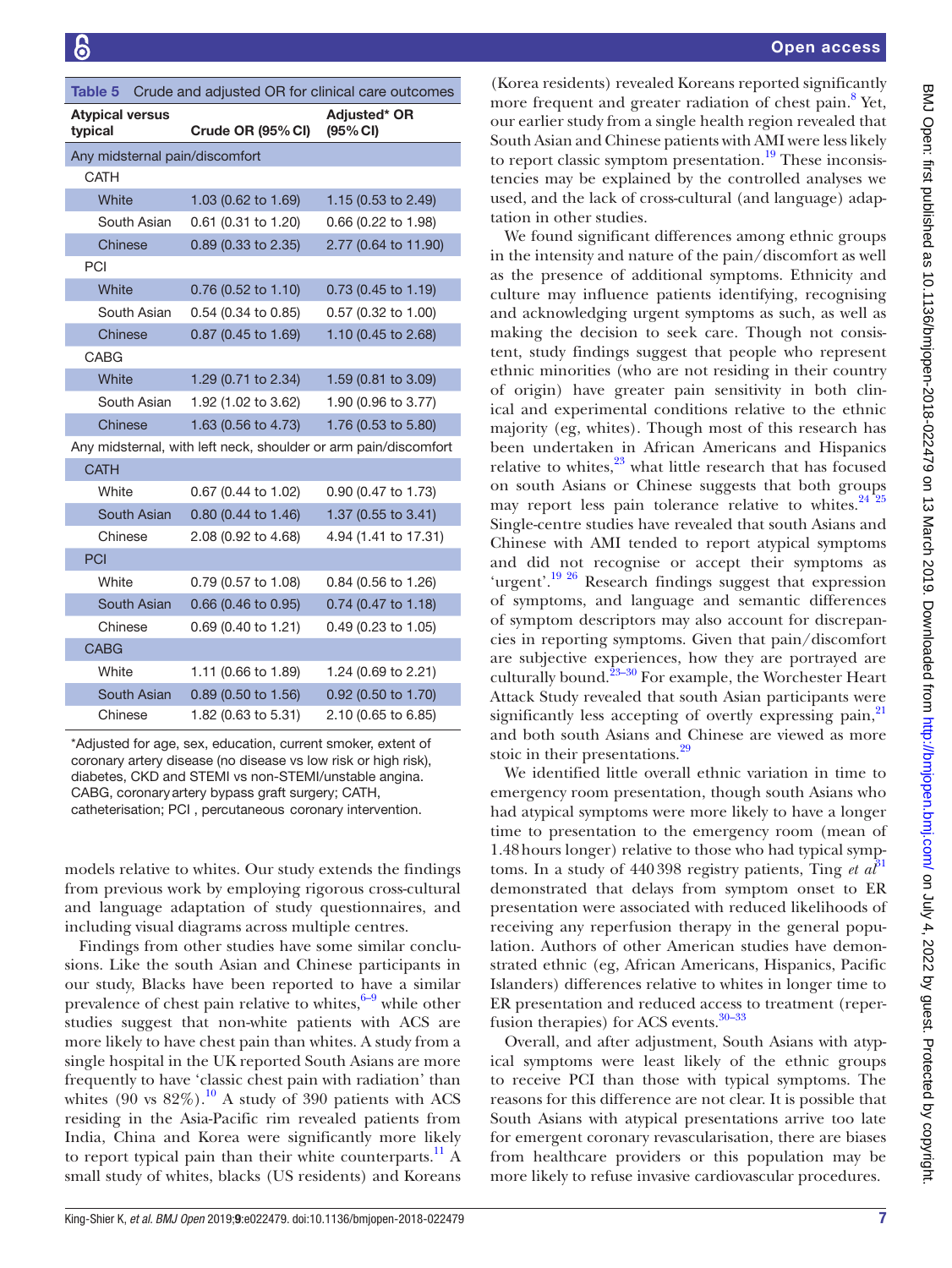**Table 5** Crude and adjusted OR for clinical care outcomes

| Atypical versus typical | Crude OR (95% CI) | Adjusted* OR (95% CI) |
|---|---|---|
| **Any midsternal pain/discomfort** | | |
| CATH | | |
| White | 1.03 (0.62 to 1.69) | 1.15 (0.53 to 2.49) |
| South Asian | 0.61 (0.31 to 1.20) | 0.66 (0.22 to 1.98) |
| Chinese | 0.89 (0.33 to 2.35) | 2.77 (0.64 to 11.90) |
| PCI | | |
| White | 0.76 (0.52 to 1.10) | 0.73 (0.45 to 1.19) |
| South Asian | 0.54 (0.34 to 0.85) | 0.57 (0.32 to 1.00) |
| Chinese | 0.87 (0.45 to 1.69) | 1.10 (0.45 to 2.68) |
| CABG | | |
| White | 1.29 (0.71 to 2.34) | 1.59 (0.81 to 3.09) |
| South Asian | 1.92 (1.02 to 3.62) | 1.90 (0.96 to 3.77) |
| Chinese | 1.63 (0.56 to 4.73) | 1.76 (0.53 to 5.80) |
| **Any midsternal, with left neck, shoulder or arm pain/discomfort** | | |
| CATH | | |
| White | 0.67 (0.44 to 1.02) | 0.90 (0.47 to 1.73) |
| South Asian | 0.80 (0.44 to 1.46) | 1.37 (0.55 to 3.41) |
| Chinese | 2.08 (0.92 to 4.68) | 4.94 (1.41 to 17.31) |
| PCI | | |
| White | 0.79 (0.57 to 1.08) | 0.84 (0.56 to 1.26) |
| South Asian | 0.66 (0.46 to 0.95) | 0.74 (0.47 to 1.18) |
| Chinese | 0.69 (0.40 to 1.21) | 0.49 (0.23 to 1.05) |
| CABG | | |
| White | 1.11 (0.66 to 1.89) | 1.24 (0.69 to 2.21) |
| South Asian | 0.89 (0.50 to 1.56) | 0.92 (0.50 to 1.70) |
| Chinese | 1.82 (0.63 to 5.31) | 2.10 (0.65 to 6.85) |

*Adjusted for age, sex, education, current smoker, extent of coronary artery disease (no disease vs low risk or high risk), diabetes, CKD and STEMI vs non-STEMI/unstable angina.
CABG, coronary artery bypass graft surgery; CATH, catheterisation; PCI , percutaneous coronary intervention.

models relative to whites. Our study extends the findings from previous work by employing rigorous cross-cultural and language adaptation of study questionnaires, and including visual diagrams across multiple centres.

Findings from other studies have some similar conclusions. Like the south Asian and Chinese participants in our study, Blacks have been reported to have a similar prevalence of chest pain relative to whites,[6–9] while other studies suggest that non-white patients with ACS are more likely to have chest pain than whites. A study from a single hospital in the UK reported South Asians are more frequently to have 'classic chest pain with radiation' than whites (90 vs 82%).[10] A study of 390 patients with ACS residing in the Asia-Pacific rim revealed patients from India, China and Korea were significantly more likely to report typical pain than their white counterparts.[11] A small study of whites, blacks (US residents) and Koreans (Korea residents) revealed Koreans reported significantly more frequent and greater radiation of chest pain.[8] Yet, our earlier study from a single health region revealed that South Asian and Chinese patients with AMI were less likely to report classic symptom presentation.[19] These inconsistencies may be explained by the controlled analyses we used, and the lack of cross-cultural (and language) adaptation in other studies.

We found significant differences among ethnic groups in the intensity and nature of the pain/discomfort as well as the presence of additional symptoms. Ethnicity and culture may influence patients identifying, recognising and acknowledging urgent symptoms as such, as well as making the decision to seek care. Though not consistent, study findings suggest that people who represent ethnic minorities (who are not residing in their country of origin) have greater pain sensitivity in both clinical and experimental conditions relative to the ethnic majority (eg, whites). Though most of this research has been undertaken in African Americans and Hispanics relative to whites,[23] what little research that has focused on south Asians or Chinese suggests that both groups may report less pain tolerance relative to whites.[24 25] Single-centre studies have revealed that south Asians and Chinese with AMI tended to report atypical symptoms and did not recognise or accept their symptoms as 'urgent'.[19 26] Research findings suggest that expression of symptoms, and language and semantic differences of symptom descriptors may also account for discrepancies in reporting symptoms. Given that pain/discomfort are subjective experiences, how they are portrayed are culturally bound.[23–30] For example, the Worchester Heart Attack Study revealed that south Asian participants were significantly less accepting of overtly expressing pain,[21] and both south Asians and Chinese are viewed as more stoic in their presentations.[29]

We identified little overall ethnic variation in time to emergency room presentation, though south Asians who had atypical symptoms were more likely to have a longer time to presentation to the emergency room (mean of 1.48 hours longer) relative to those who had typical symptoms. In a study of 440 398 registry patients, Ting *et al*[31] demonstrated that delays from symptom onset to ER presentation were associated with reduced likelihoods of receiving any reperfusion therapy in the general population. Authors of other American studies have demonstrated ethnic (eg, African Americans, Hispanics, Pacific Islanders) differences relative to whites in longer time to ER presentation and reduced access to treatment (reperfusion therapies) for ACS events.[30–33]

Overall, and after adjustment, South Asians with atypical symptoms were least likely of the ethnic groups to receive PCI than those with typical symptoms. The reasons for this difference are not clear. It is possible that South Asians with atypical presentations arrive too late for emergent coronary revascularisation, there are biases from healthcare providers or this population may be more likely to refuse invasive cardiovascular procedures.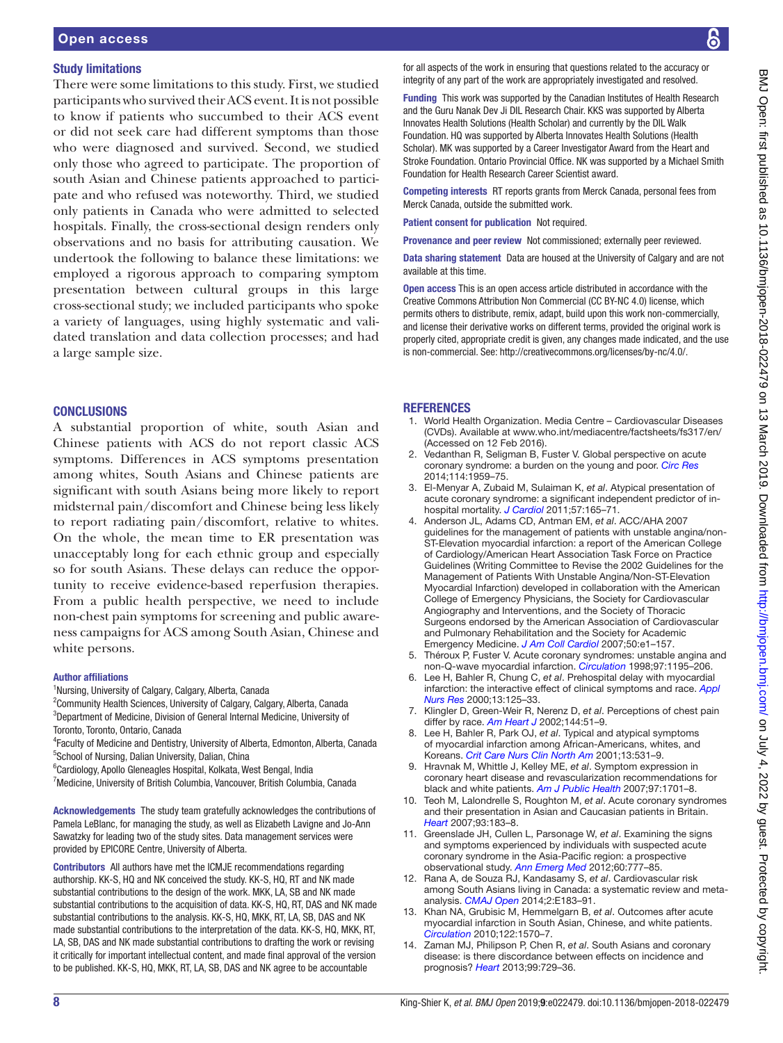## Study limitations

There were some limitations to this study. First, we studied participants who survived their ACS event. It is not possible to know if patients who succumbed to their ACS event or did not seek care had different symptoms than those who were diagnosed and survived. Second, we studied only those who agreed to participate. The proportion of south Asian and Chinese patients approached to participate and who refused was noteworthy. Third, we studied only patients in Canada who were admitted to selected hospitals. Finally, the cross-sectional design renders only observations and no basis for attributing causation. We undertook the following to balance these limitations: we employed a rigorous approach to comparing symptom presentation between cultural groups in this large cross-sectional study; we included participants who spoke a variety of languages, using highly systematic and validated translation and data collection processes; and had a large sample size.

## CONCLUSIONS

A substantial proportion of white, south Asian and Chinese patients with ACS do not report classic ACS symptoms. Differences in ACS symptoms presentation among whites, South Asians and Chinese patients are significant with south Asians being more likely to report midsternal pain/discomfort and Chinese being less likely to report radiating pain/discomfort, relative to whites. On the whole, the mean time to ER presentation was unacceptably long for each ethnic group and especially so for south Asians. These delays can reduce the opportunity to receive evidence-based reperfusion therapies. From a public health perspective, we need to include non-chest pain symptoms for screening and public awareness campaigns for ACS among South Asian, Chinese and white persons.

**Author affiliations**

[1]Nursing, University of Calgary, Calgary, Alberta, Canada
[2]Community Health Sciences, University of Calgary, Calgary, Alberta, Canada
[3]Department of Medicine, Division of General Internal Medicine, University of Toronto, Toronto, Ontario, Canada
[4]Faculty of Medicine and Dentistry, University of Alberta, Edmonton, Alberta, Canada
[5]School of Nursing, Dalian University, Dalian, China
[6]Cardiology, Apollo Gleneagles Hospital, Kolkata, West Bengal, India
[7]Medicine, University of British Columbia, Vancouver, British Columbia, Canada

**Acknowledgements** The study team gratefully acknowledges the contributions of Pamela LeBlanc, for managing the study, as well as Elizabeth Lavigne and Jo-Ann Sawatzky for leading two of the study sites. Data management services were provided by EPICORE Centre, University of Alberta.

**Contributors** All authors have met the ICMJE recommendations regarding authorship. KK-S, HQ and NK conceived the study. KK-S, HQ, RT and NK made substantial contributions to the design of the work. MKK, LA, SB and NK made substantial contributions to the acquisition of data. KK-S, HQ, RT, DAS and NK made substantial contributions to the analysis. KK-S, HQ, MKK, RT, LA, SB, DAS and NK made substantial contributions to the interpretation of the data. KK-S, HQ, MKK, RT, LA, SB, DAS and NK made substantial contributions to drafting the work or revising it critically for important intellectual content, and made final approval of the version to be published. KK-S, HQ, MKK, RT, LA, SB, DAS and NK agree to be accountable for all aspects of the work in ensuring that questions related to the accuracy or integrity of any part of the work are appropriately investigated and resolved.

**Funding** This work was supported by the Canadian Institutes of Health Research and the Guru Nanak Dev Ji DIL Research Chair. KKS was supported by Alberta Innovates Health Solutions (Health Scholar) and currently by the DIL Walk Foundation. HQ was supported by Alberta Innovates Health Solutions (Health Scholar). MK was supported by a Career Investigator Award from the Heart and Stroke Foundation. Ontario Provincial Office. NK was supported by a Michael Smith Foundation for Health Research Career Scientist award.

**Competing interests** RT reports grants from Merck Canada, personal fees from Merck Canada, outside the submitted work.

**Patient consent for publication** Not required.

**Provenance and peer review** Not commissioned; externally peer reviewed.

**Data sharing statement** Data are housed at the University of Calgary and are not available at this time.

**Open access** This is an open access article distributed in accordance with the Creative Commons Attribution Non Commercial (CC BY-NC 4.0) license, which permits others to distribute, remix, adapt, build upon this work non-commercially, and license their derivative works on different terms, provided the original work is properly cited, appropriate credit is given, any changes made indicated, and the use is non-commercial. See: http://creativecommons.org/licenses/by-nc/4.0/.

## REFERENCES

1. World Health Organization. Media Centre – Cardiovascular Diseases (CVDs). Available at www.who.int/mediacentre/factsheets/fs317/en/ (Accessed on 12 Feb 2016).
2. Vedanthan R, Seligman B, Fuster V. Global perspective on acute coronary syndrome: a burden on the young and poor. *Circ Res* 2014;114:1959–75.
3. El-Menyar A, Zubaid M, Sulaiman K, *et al*. Atypical presentation of acute coronary syndrome: a significant independent predictor of in-hospital mortality. *J Cardiol* 2011;57:165–71.
4. Anderson JL, Adams CD, Antman EM, *et al*. ACC/AHA 2007 guidelines for the management of patients with unstable angina/non-ST-Elevation myocardial infarction: a report of the American College of Cardiology/American Heart Association Task Force on Practice Guidelines (Writing Committee to Revise the 2002 Guidelines for the Management of Patients With Unstable Angina/Non-ST-Elevation Myocardial Infarction) developed in collaboration with the American College of Emergency Physicians, the Society for Cardiovascular Angiography and Interventions, and the Society of Thoracic Surgeons endorsed by the American Association of Cardiovascular and Pulmonary Rehabilitation and the Society for Academic Emergency Medicine. *J Am Coll Cardiol* 2007;50:e1–157.
5. Théroux P, Fuster V. Acute coronary syndromes: unstable angina and non-Q-wave myocardial infarction. *Circulation* 1998;97:1195–206.
6. Lee H, Bahler R, Chung C, *et al*. Prehospital delay with myocardial infarction: the interactive effect of clinical symptoms and race. *Appl Nurs Res* 2000;13:125–33.
7. Klingler D, Green-Weir R, Nerenz D, *et al*. Perceptions of chest pain differ by race. *Am Heart J* 2002;144:51–9.
8. Lee H, Bahler R, Park OJ, *et al*. Typical and atypical symptoms of myocardial infarction among African-Americans, whites, and Koreans. *Crit Care Nurs Clin North Am* 2001;13:531–9.
9. Hravnak M, Whittle J, Kelley ME, *et al*. Symptom expression in coronary heart disease and revascularization recommendations for black and white patients. *Am J Public Health* 2007;97:1701–8.
10. Teoh M, Lalondrelle S, Roughton M, *et al*. Acute coronary syndromes and their presentation in Asian and Caucasian patients in Britain. *Heart* 2007;93:183–8.
11. Greenslade JH, Cullen L, Parsonage W, *et al*. Examining the signs and symptoms experienced by individuals with suspected acute coronary syndrome in the Asia-Pacific region: a prospective observational study. *Ann Emerg Med* 2012;60:777–85.
12. Rana A, de Souza RJ, Kandasamy S, *et al*. Cardiovascular risk among South Asians living in Canada: a systematic review and meta-analysis. *CMAJ Open* 2014;2:E183–91.
13. Khan NA, Grubisic M, Hemmelgarn B, *et al*. Outcomes after acute myocardial infarction in South Asian, Chinese, and white patients. *Circulation* 2010;122:1570–7.
14. Zaman MJ, Philipson P, Chen R, *et al*. South Asians and coronary disease: is there discordance between effects on incidence and prognosis? *Heart* 2013;99:729–36.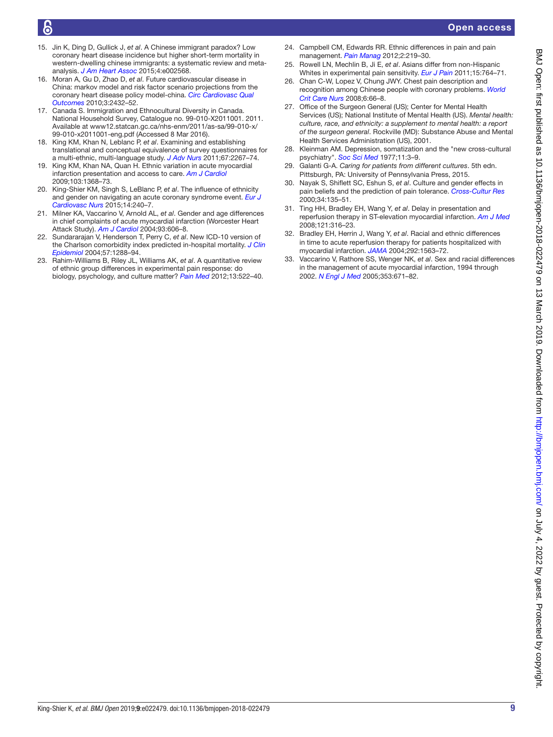15. Jin K, Ding D, Gullick J, *et al*. A Chinese immigrant paradox? Low coronary heart disease incidence but higher short-term mortality in western-dwelling chinese immigrants: a systematic review and meta-analysis. *J Am Heart Assoc* 2015;4:e002568.
16. Moran A, Gu D, Zhao D, *et al*. Future cardiovascular disease in China: markov model and risk factor scenario projections from the coronary heart disease policy model-china. *Circ Cardiovasc Qual Outcomes* 2010;3:2432–52.
17. Canada S. Immigration and Ethnocultural Diversity in Canada. National Household Survey, Catalogue no. 99-010-X2011001. 2011. Available at www12.statcan.gc.ca/nhs-enm/2011/as-sa/99-010-x/99-010-x2011001-eng.pdf (Accessed 8 Mar 2016).
18. King KM, Khan N, Leblanc P, *et al*. Examining and establishing translational and conceptual equivalence of survey questionnaires for a multi-ethnic, multi-language study. *J Adv Nurs* 2011;67:2267–74.
19. King KM, Khan NA, Quan H. Ethnic variation in acute myocardial infarction presentation and access to care. *Am J Cardiol* 2009;103:1368–73.
20. King-Shier KM, Singh S, LeBlanc P, *et al*. The influence of ethnicity and gender on navigating an acute coronary syndrome event. *Eur J Cardiovasc Nurs* 2015;14:240–7.
21. Milner KA, Vaccarino V, Arnold AL, *et al*. Gender and age differences in chief complaints of acute myocardial infarction (Worcester Heart Attack Study). *Am J Cardiol* 2004;93:606–8.
22. Sundararajan V, Henderson T, Perry C, *et al*. New ICD-10 version of the Charlson comorbidity index predicted in-hospital mortality. *J Clin Epidemiol* 2004;57:1288–94.
23. Rahim-Williams B, Riley JL, Williams AK, *et al*. A quantitative review of ethnic group differences in experimental pain response: do biology, psychology, and culture matter? *Pain Med* 2012;13:522–40.
24. Campbell CM, Edwards RR. Ethnic differences in pain and pain management. *Pain Manag* 2012;2:219–30.
25. Rowell LN, Mechlin B, Ji E, *et al*. Asians differ from non-Hispanic Whites in experimental pain sensitivity. *Eur J Pain* 2011;15:764–71.
26. Chan C-W, Lopez V, Chung JWY. Chest pain description and recognition among Chinese people with coronary problems. *World Crit Care Nurs* 2008;6:66–8.
27. Office of the Surgeon General (US); Center for Mental Health Services (US); National Institute of Mental Health (US). *Mental health: culture, race, and ethnicity: a supplement to mental health: a report of the surgeon general*. Rockville (MD): Substance Abuse and Mental Health Services Administration (US), 2001.
28. Kleinman AM. Depression, somatization and the "new cross-cultural psychiatry". *Soc Sci Med* 1977;11:3–9.
29. Galanti G-A. *Caring for patients from different cultures*. 5th edn. Pittsburgh, PA: University of Pennsylvania Press, 2015.
30. Nayak S, Shiflett SC, Eshun S, *et al*. Culture and gender effects in pain beliefs and the prediction of pain tolerance. *Cross-Cultur Res* 2000;34:135–51.
31. Ting HH, Bradley EH, Wang Y, *et al*. Delay in presentation and reperfusion therapy in ST-elevation myocardial infarction. *Am J Med* 2008;121:316–23.
32. Bradley EH, Herrin J, Wang Y, *et al*. Racial and ethnic differences in time to acute reperfusion therapy for patients hospitalized with myocardial infarction. *JAMA* 2004;292:1563–72.
33. Vaccarino V, Rathore SS, Wenger NK, *et al*. Sex and racial differences in the management of acute myocardial infarction, 1994 through 2002. *N Engl J Med* 2005;353:671–82.